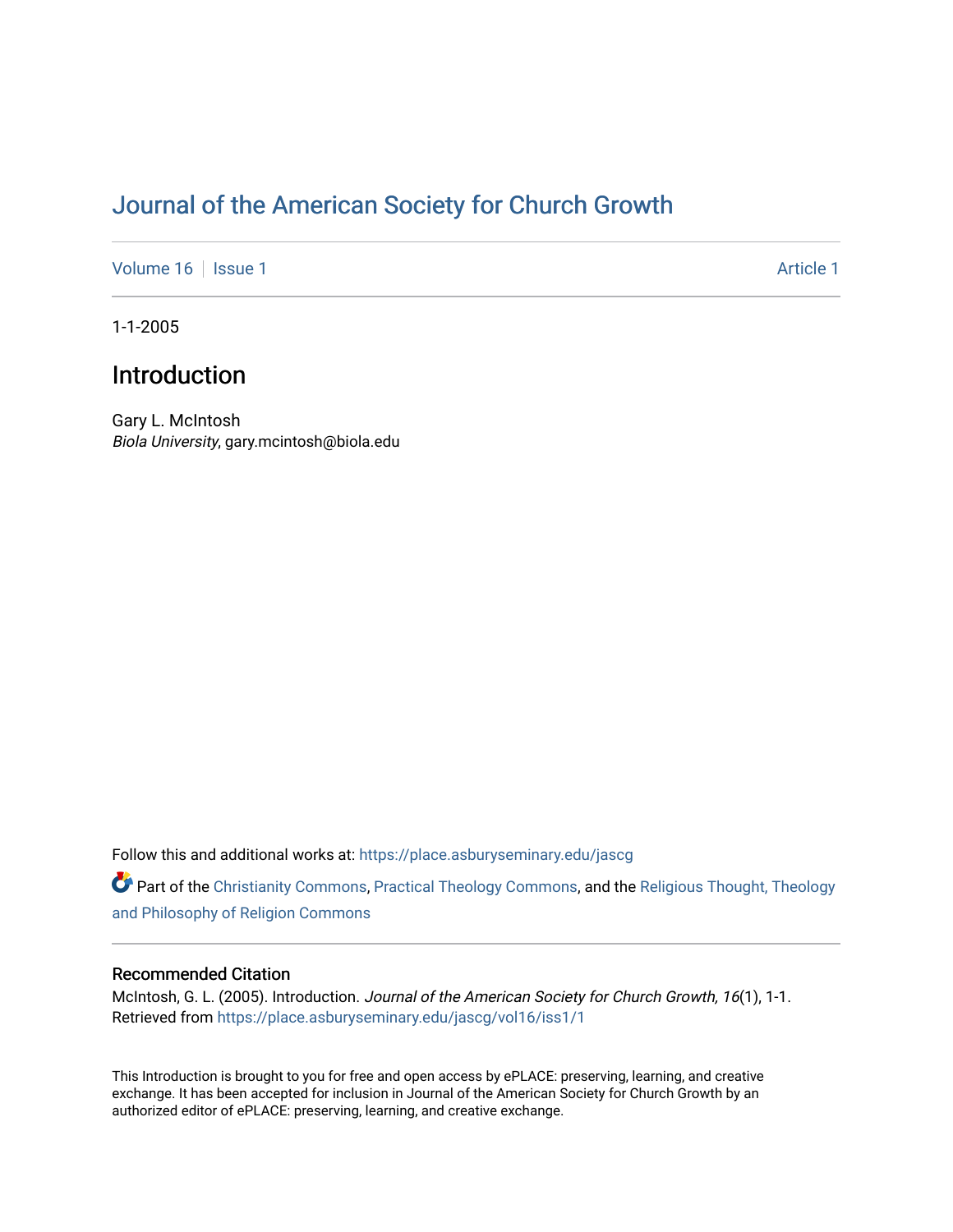# Journal of the American Society for Church Growth

Volume 16 | Issue 1 Article 1

1-1-2005

## Introduction

Gary L. McIntosh
*Biola University*, gary.mcintosh@biola.edu

Follow this and additional works at: https://place.asburyseminary.edu/jascg

Part of the Christianity Commons, Practical Theology Commons, and the Religious Thought, Theology and Philosophy of Religion Commons

### Recommended Citation

McIntosh, G. L. (2005). Introduction. *Journal of the American Society for Church Growth, 16*(1), 1-1. Retrieved from https://place.asburyseminary.edu/jascg/vol16/iss1/1

This Introduction is brought to you for free and open access by ePLACE: preserving, learning, and creative exchange. It has been accepted for inclusion in Journal of the American Society for Church Growth by an authorized editor of ePLACE: preserving, learning, and creative exchange.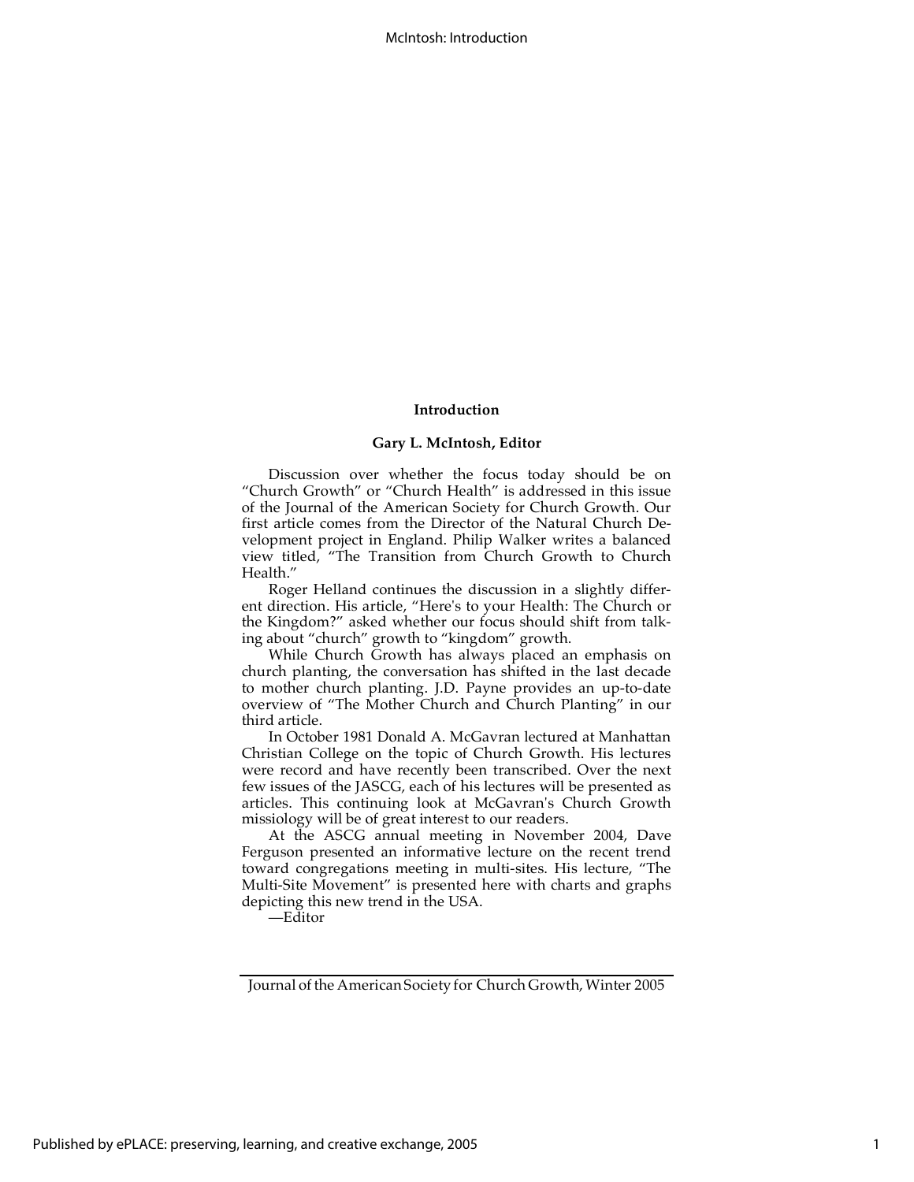## Introduction

**Gary L. McIntosh, Editor**

Discussion over whether the focus today should be on "Church Growth" or "Church Health" is addressed in this issue of the Journal of the American Society for Church Growth. Our first article comes from the Director of the Natural Church Development project in England. Philip Walker writes a balanced view titled, "The Transition from Church Growth to Church Health."

Roger Helland continues the discussion in a slightly different direction. His article, "Here's to your Health: The Church or the Kingdom?" asked whether our focus should shift from talking about "church" growth to "kingdom" growth.

While Church Growth has always placed an emphasis on church planting, the conversation has shifted in the last decade to mother church planting. J.D. Payne provides an up-to-date overview of "The Mother Church and Church Planting" in our third article.

In October 1981 Donald A. McGavran lectured at Manhattan Christian College on the topic of Church Growth. His lectures were record and have recently been transcribed. Over the next few issues of the JASCG, each of his lectures will be presented as articles. This continuing look at McGavran's Church Growth missiology will be of great interest to our readers.

At the ASCG annual meeting in November 2004, Dave Ferguson presented an informative lecture on the recent trend toward congregations meeting in multi-sites. His lecture, "The Multi-Site Movement" is presented here with charts and graphs depicting this new trend in the USA.

—Editor